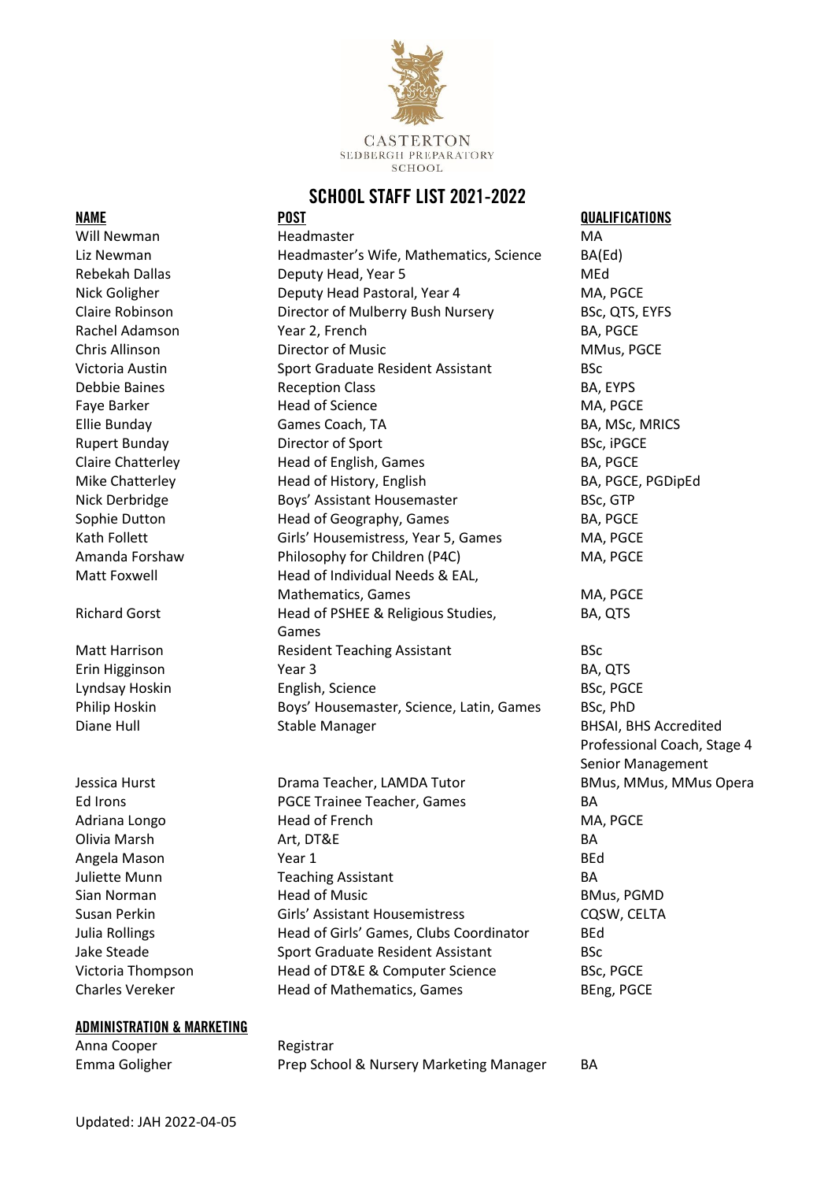CASTERTON
SEDBERGH PREPARATORY
SCHOOL

# SCHOOL STAFF LIST 2021-2022

| NAME | POST | QUALIFICATIONS |
| --- | --- | --- |
| Will Newman | Headmaster | MA |
| Liz Newman | Headmaster's Wife, Mathematics, Science | BA(Ed) |
| Rebekah Dallas | Deputy Head, Year 5 | MEd |
| Nick Goligher | Deputy Head Pastoral, Year 4 | MA, PGCE |
| Claire Robinson | Director of Mulberry Bush Nursery | BSc, QTS, EYFS |
| Rachel Adamson | Year 2, French | BA, PGCE |
| Chris Allinson | Director of Music | MMus, PGCE |
| Victoria Austin | Sport Graduate Resident Assistant | BSc |
| Debbie Baines | Reception Class | BA, EYPS |
| Faye Barker | Head of Science | MA, PGCE |
| Ellie Bunday | Games Coach, TA | BA, MSc, MRICS |
| Rupert Bunday | Director of Sport | BSc, iPGCE |
| Claire Chatterley | Head of English, Games | BA, PGCE |
| Mike Chatterley | Head of History, English | BA, PGCE, PGDipEd |
| Nick Derbridge | Boys' Assistant Housemaster | BSc, GTP |
| Sophie Dutton | Head of Geography, Games | BA, PGCE |
| Kath Follett | Girls' Housemistress, Year 5, Games | MA, PGCE |
| Amanda Forshaw | Philosophy for Children (P4C) | MA, PGCE |
| Matt Foxwell | Head of Individual Needs & EAL, Mathematics, Games | MA, PGCE |
| Richard Gorst | Head of PSHEE & Religious Studies, Games | BA, QTS |
| Matt Harrison | Resident Teaching Assistant | BSc |
| Erin Higginson | Year 3 | BA, QTS |
| Lyndsay Hoskin | English, Science | BSc, PGCE |
| Philip Hoskin | Boys' Housemaster, Science, Latin, Games | BSc, PhD |
| Diane Hull | Stable Manager | BHSAI, BHS Accredited Professional Coach, Stage 4 Senior Management |
| Jessica Hurst | Drama Teacher, LAMDA Tutor | BMus, MMus, MMus Opera |
| Ed Irons | PGCE Trainee Teacher, Games | BA |
| Adriana Longo | Head of French | MA, PGCE |
| Olivia Marsh | Art, DT&E | BA |
| Angela Mason | Year 1 | BEd |
| Juliette Munn | Teaching Assistant | BA |
| Sian Norman | Head of Music | BMus, PGMD |
| Susan Perkin | Girls' Assistant Housemistress | CQSW, CELTA |
| Julia Rollings | Head of Girls' Games, Clubs Coordinator | BEd |
| Jake Steade | Sport Graduate Resident Assistant | BSc |
| Victoria Thompson | Head of DT&E & Computer Science | BSc, PGCE |
| Charles Vereker | Head of Mathematics, Games | BEng, PGCE |

## ADMINISTRATION & MARKETING

| | | |
| --- | --- | --- |
| Anna Cooper | Registrar | |
| Emma Goligher | Prep School & Nursery Marketing Manager | BA |

Updated: JAH 2022-04-05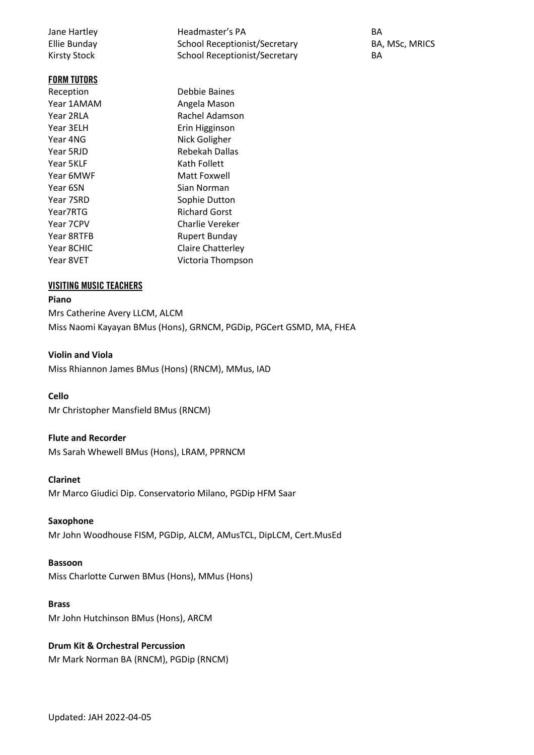| | | |
|---|---|---|
| Jane Hartley | Headmaster's PA | BA |
| Ellie Bunday | School Receptionist/Secretary | BA, MSc, MRICS |
| Kirsty Stock | School Receptionist/Secretary | BA |

## FORM TUTORS

| | |
|---|---|
| Reception | Debbie Baines |
| Year 1AMAM | Angela Mason |
| Year 2RLA | Rachel Adamson |
| Year 3ELH | Erin Higginson |
| Year 4NG | Nick Goligher |
| Year 5RJD | Rebekah Dallas |
| Year 5KLF | Kath Follett |
| Year 6MWF | Matt Foxwell |
| Year 6SN | Sian Norman |
| Year 7SRD | Sophie Dutton |
| Year7RTG | Richard Gorst |
| Year 7CPV | Charlie Vereker |
| Year 8RTFB | Rupert Bunday |
| Year 8CHIC | Claire Chatterley |
| Year 8VET | Victoria Thompson |

## VISITING MUSIC TEACHERS

**Piano**

Mrs Catherine Avery LLCM, ALCM

Miss Naomi Kayayan BMus (Hons), GRNCM, PGDip, PGCert GSMD, MA, FHEA

**Violin and Viola**

Miss Rhiannon James BMus (Hons) (RNCM), MMus, IAD

**Cello**

Mr Christopher Mansfield BMus (RNCM)

**Flute and Recorder**

Ms Sarah Whewell BMus (Hons), LRAM, PPRNCM

**Clarinet**

Mr Marco Giudici Dip. Conservatorio Milano, PGDip HFM Saar

**Saxophone**

Mr John Woodhouse FISM, PGDip, ALCM, AMusTCL, DipLCM, Cert.MusEd

**Bassoon**

Miss Charlotte Curwen BMus (Hons), MMus (Hons)

**Brass**

Mr John Hutchinson BMus (Hons), ARCM

**Drum Kit & Orchestral Percussion**

Mr Mark Norman BA (RNCM), PGDip (RNCM)

Updated: JAH 2022-04-05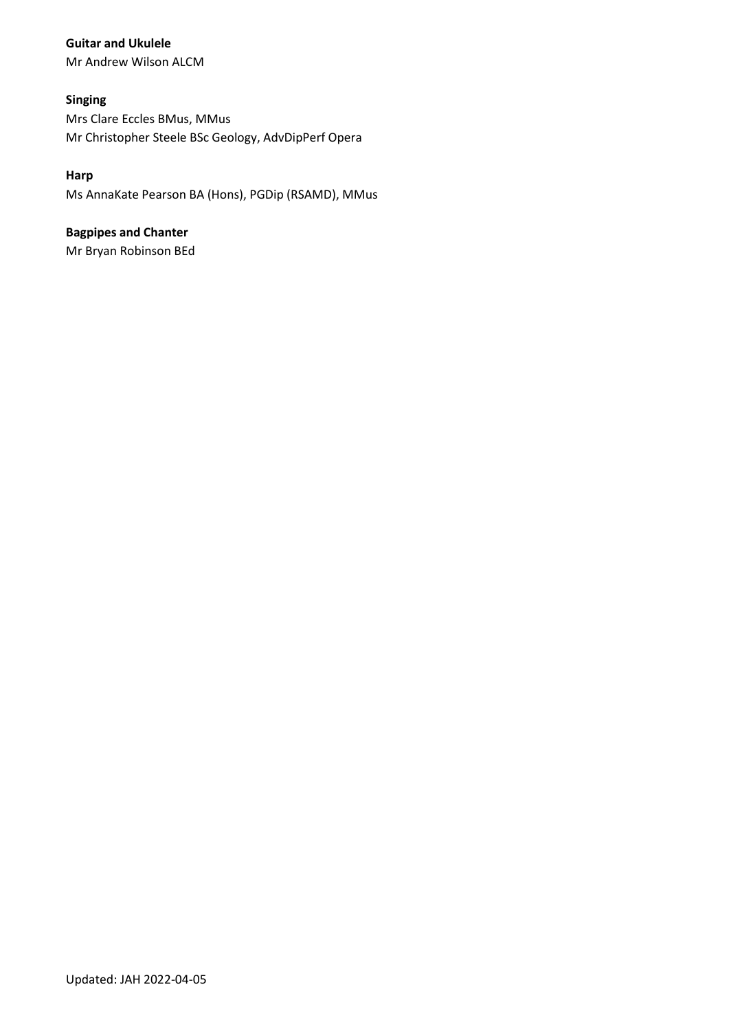**Guitar and Ukulele**
Mr Andrew Wilson ALCM

**Singing**
Mrs Clare Eccles BMus, MMus
Mr Christopher Steele BSc Geology, AdvDipPerf Opera

**Harp**
Ms AnnaKate Pearson BA (Hons), PGDip (RSAMD), MMus

**Bagpipes and Chanter**
Mr Bryan Robinson BEd

Updated: JAH 2022-04-05